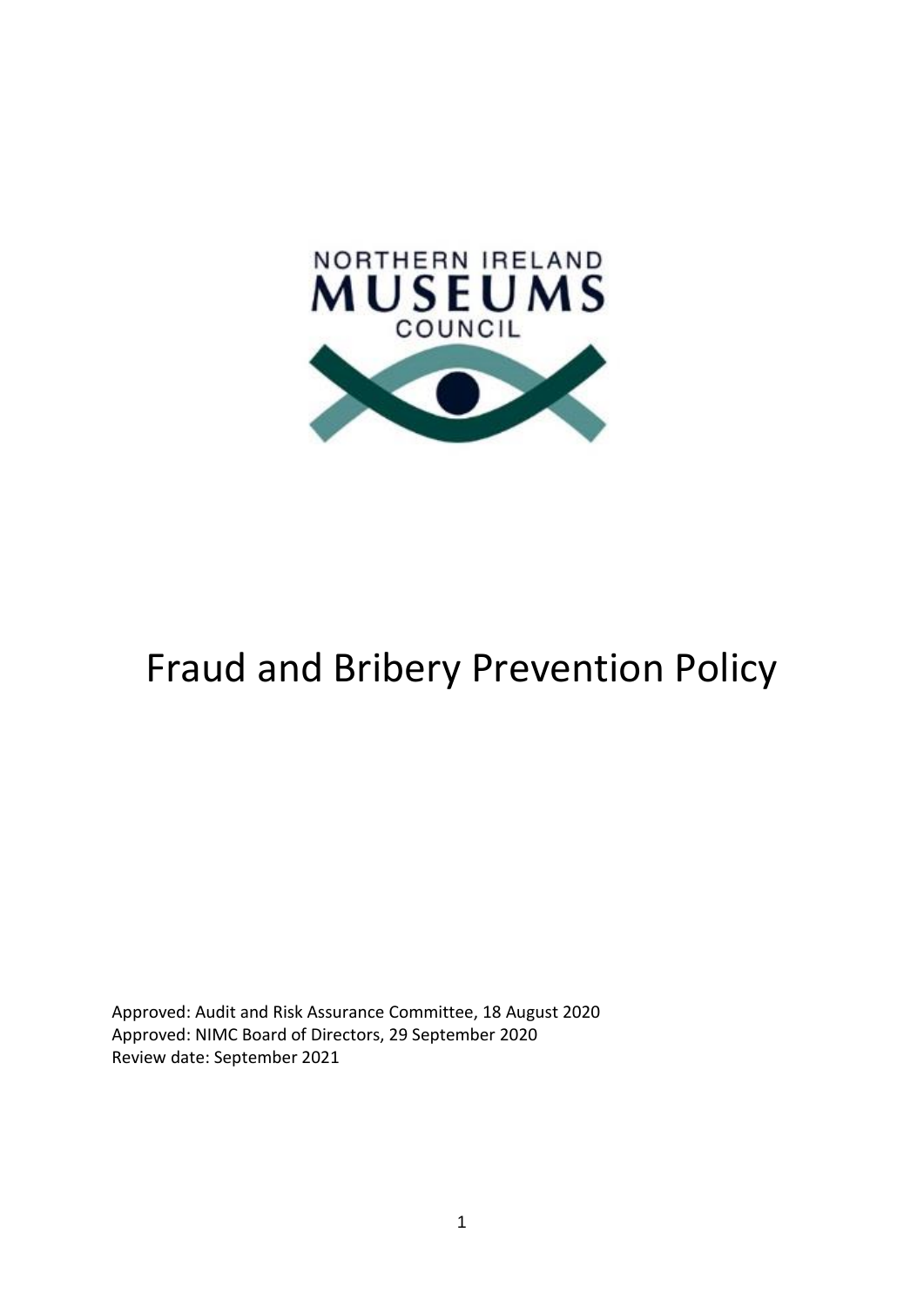NORTHERN IRELAND
MUSEUMS
COUNCIL

# Fraud and Bribery Prevention Policy

Approved: Audit and Risk Assurance Committee, 18 August 2020
Approved: NIMC Board of Directors, 29 September 2020
Review date: September 2021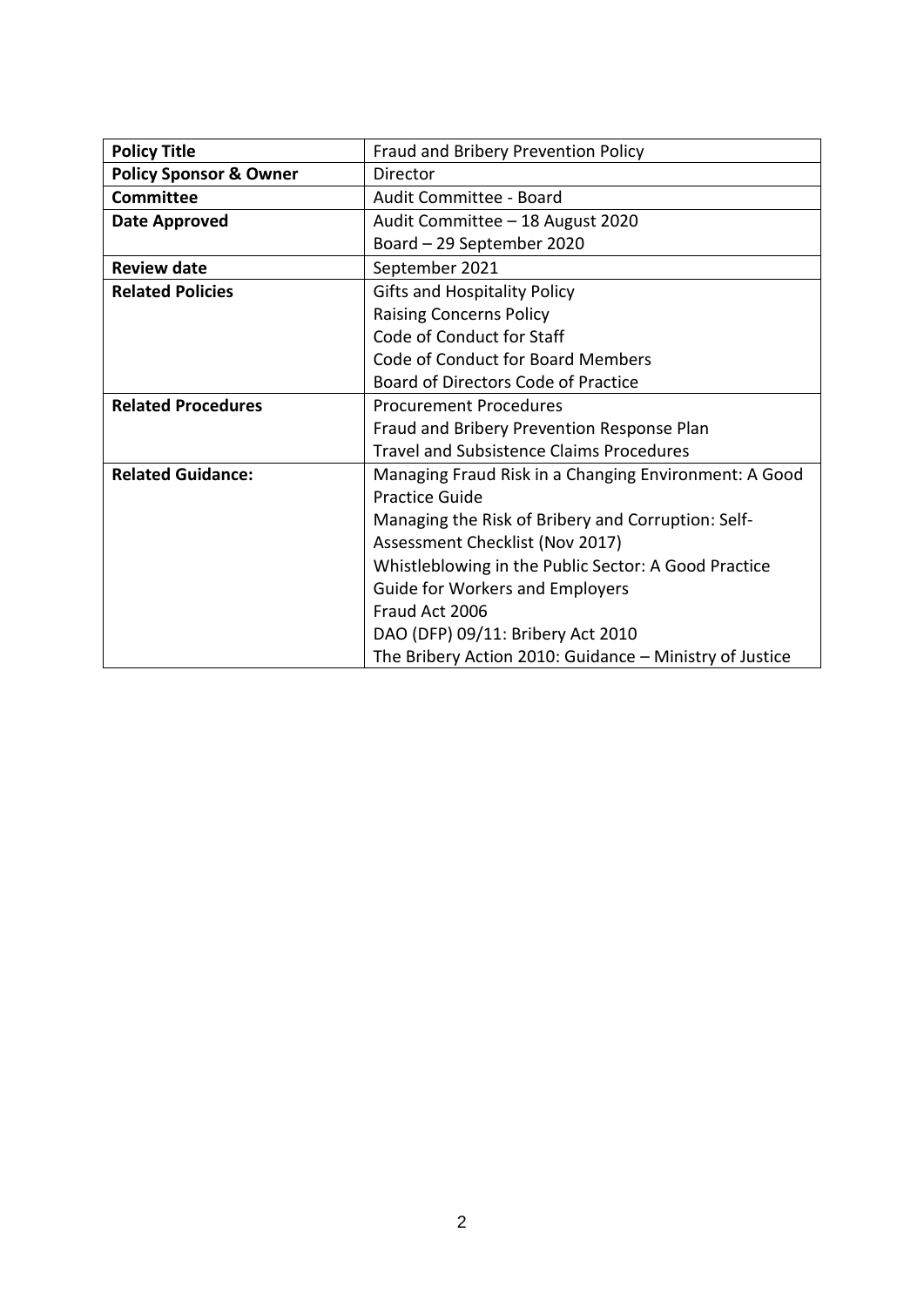| | |
|---|---|
| **Policy Title** | Fraud and Bribery Prevention Policy |
| **Policy Sponsor & Owner** | Director |
| **Committee** | Audit Committee - Board |
| **Date Approved** | Audit Committee – 18 August 2020<br>Board – 29 September 2020 |
| **Review date** | September 2021 |
| **Related Policies** | Gifts and Hospitality Policy<br>Raising Concerns Policy<br>Code of Conduct for Staff<br>Code of Conduct for Board Members<br>Board of Directors Code of Practice |
| **Related Procedures** | Procurement Procedures<br>Fraud and Bribery Prevention Response Plan<br>Travel and Subsistence Claims Procedures |
| **Related Guidance:** | Managing Fraud Risk in a Changing Environment: A Good Practice Guide<br>Managing the Risk of Bribery and Corruption: Self-Assessment Checklist (Nov 2017)<br>Whistleblowing in the Public Sector: A Good Practice Guide for Workers and Employers<br>Fraud Act 2006<br>DAO (DFP) 09/11: Bribery Act 2010<br>The Bribery Action 2010: Guidance – Ministry of Justice |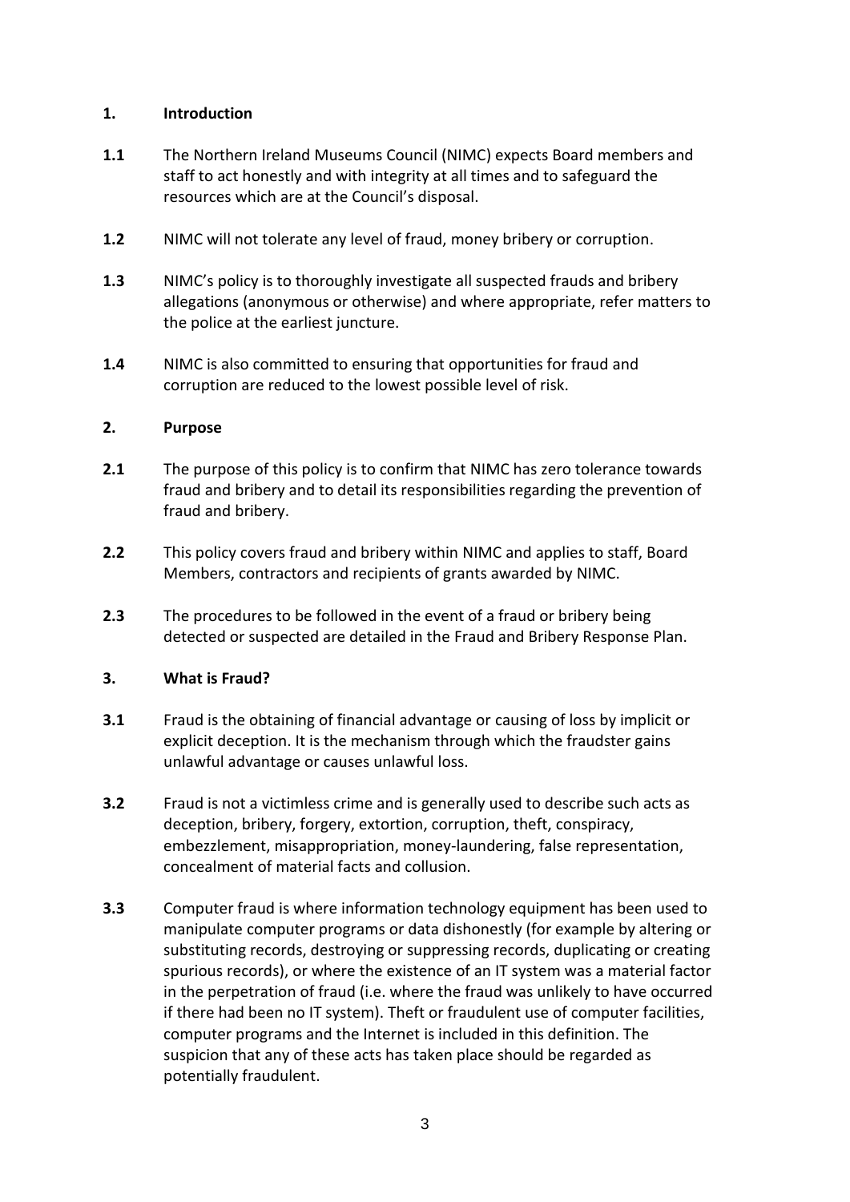## 1. Introduction

**1.1** The Northern Ireland Museums Council (NIMC) expects Board members and staff to act honestly and with integrity at all times and to safeguard the resources which are at the Council's disposal.

**1.2** NIMC will not tolerate any level of fraud, money bribery or corruption.

**1.3** NIMC's policy is to thoroughly investigate all suspected frauds and bribery allegations (anonymous or otherwise) and where appropriate, refer matters to the police at the earliest juncture.

**1.4** NIMC is also committed to ensuring that opportunities for fraud and corruption are reduced to the lowest possible level of risk.

## 2. Purpose

**2.1** The purpose of this policy is to confirm that NIMC has zero tolerance towards fraud and bribery and to detail its responsibilities regarding the prevention of fraud and bribery.

**2.2** This policy covers fraud and bribery within NIMC and applies to staff, Board Members, contractors and recipients of grants awarded by NIMC.

**2.3** The procedures to be followed in the event of a fraud or bribery being detected or suspected are detailed in the Fraud and Bribery Response Plan.

## 3. What is Fraud?

**3.1** Fraud is the obtaining of financial advantage or causing of loss by implicit or explicit deception. It is the mechanism through which the fraudster gains unlawful advantage or causes unlawful loss.

**3.2** Fraud is not a victimless crime and is generally used to describe such acts as deception, bribery, forgery, extortion, corruption, theft, conspiracy, embezzlement, misappropriation, money-laundering, false representation, concealment of material facts and collusion.

**3.3** Computer fraud is where information technology equipment has been used to manipulate computer programs or data dishonestly (for example by altering or substituting records, destroying or suppressing records, duplicating or creating spurious records), or where the existence of an IT system was a material factor in the perpetration of fraud (i.e. where the fraud was unlikely to have occurred if there had been no IT system). Theft or fraudulent use of computer facilities, computer programs and the Internet is included in this definition. The suspicion that any of these acts has taken place should be regarded as potentially fraudulent.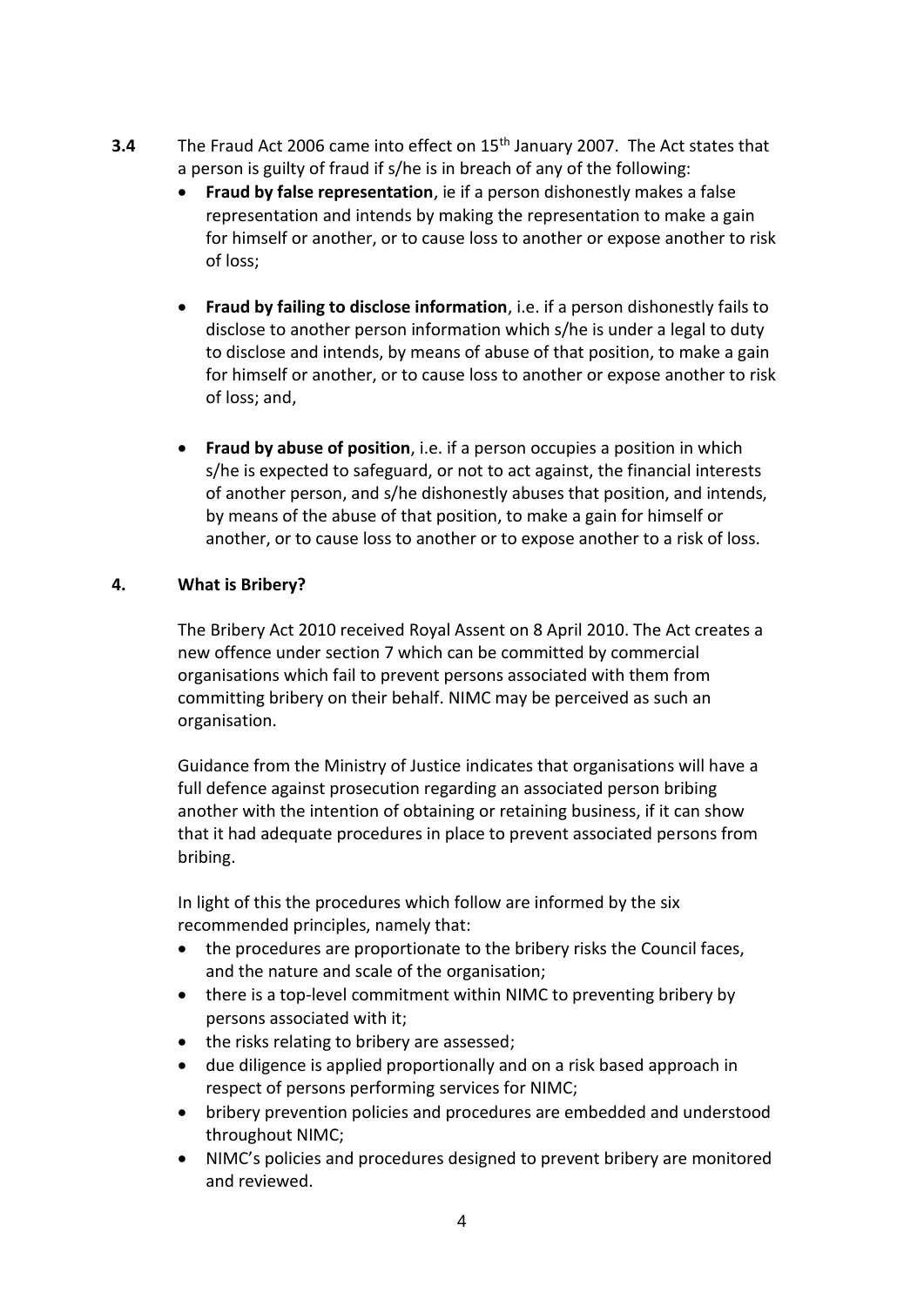**3.4** The Fraud Act 2006 came into effect on 15th January 2007. The Act states that a person is guilty of fraud if s/he is in breach of any of the following:

- **Fraud by false representation**, ie if a person dishonestly makes a false representation and intends by making the representation to make a gain for himself or another, or to cause loss to another or expose another to risk of loss;

- **Fraud by failing to disclose information**, i.e. if a person dishonestly fails to disclose to another person information which s/he is under a legal to duty to disclose and intends, by means of abuse of that position, to make a gain for himself or another, or to cause loss to another or expose another to risk of loss; and,

- **Fraud by abuse of position**, i.e. if a person occupies a position in which s/he is expected to safeguard, or not to act against, the financial interests of another person, and s/he dishonestly abuses that position, and intends, by means of the abuse of that position, to make a gain for himself or another, or to cause loss to another or to expose another to a risk of loss.

## 4. What is Bribery?

The Bribery Act 2010 received Royal Assent on 8 April 2010. The Act creates a new offence under section 7 which can be committed by commercial organisations which fail to prevent persons associated with them from committing bribery on their behalf. NIMC may be perceived as such an organisation.

Guidance from the Ministry of Justice indicates that organisations will have a full defence against prosecution regarding an associated person bribing another with the intention of obtaining or retaining business, if it can show that it had adequate procedures in place to prevent associated persons from bribing.

In light of this the procedures which follow are informed by the six recommended principles, namely that:

- the procedures are proportionate to the bribery risks the Council faces, and the nature and scale of the organisation;
- there is a top-level commitment within NIMC to preventing bribery by persons associated with it;
- the risks relating to bribery are assessed;
- due diligence is applied proportionally and on a risk based approach in respect of persons performing services for NIMC;
- bribery prevention policies and procedures are embedded and understood throughout NIMC;
- NIMC's policies and procedures designed to prevent bribery are monitored and reviewed.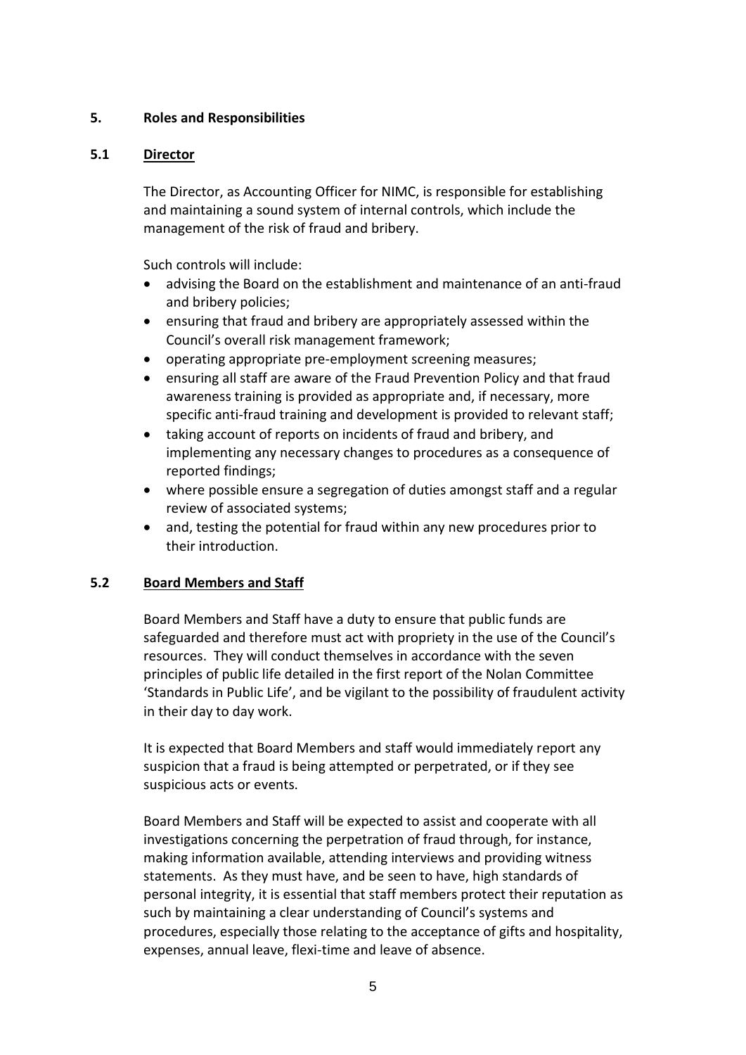## 5. Roles and Responsibilities

### 5.1 <u>Director</u>

The Director, as Accounting Officer for NIMC, is responsible for establishing and maintaining a sound system of internal controls, which include the management of the risk of fraud and bribery.

Such controls will include:

- advising the Board on the establishment and maintenance of an anti-fraud and bribery policies;
- ensuring that fraud and bribery are appropriately assessed within the Council's overall risk management framework;
- operating appropriate pre-employment screening measures;
- ensuring all staff are aware of the Fraud Prevention Policy and that fraud awareness training is provided as appropriate and, if necessary, more specific anti-fraud training and development is provided to relevant staff;
- taking account of reports on incidents of fraud and bribery, and implementing any necessary changes to procedures as a consequence of reported findings;
- where possible ensure a segregation of duties amongst staff and a regular review of associated systems;
- and, testing the potential for fraud within any new procedures prior to their introduction.

### 5.2 <u>Board Members and Staff</u>

Board Members and Staff have a duty to ensure that public funds are safeguarded and therefore must act with propriety in the use of the Council's resources. They will conduct themselves in accordance with the seven principles of public life detailed in the first report of the Nolan Committee 'Standards in Public Life', and be vigilant to the possibility of fraudulent activity in their day to day work.

It is expected that Board Members and staff would immediately report any suspicion that a fraud is being attempted or perpetrated, or if they see suspicious acts or events.

Board Members and Staff will be expected to assist and cooperate with all investigations concerning the perpetration of fraud through, for instance, making information available, attending interviews and providing witness statements. As they must have, and be seen to have, high standards of personal integrity, it is essential that staff members protect their reputation as such by maintaining a clear understanding of Council's systems and procedures, especially those relating to the acceptance of gifts and hospitality, expenses, annual leave, flexi-time and leave of absence.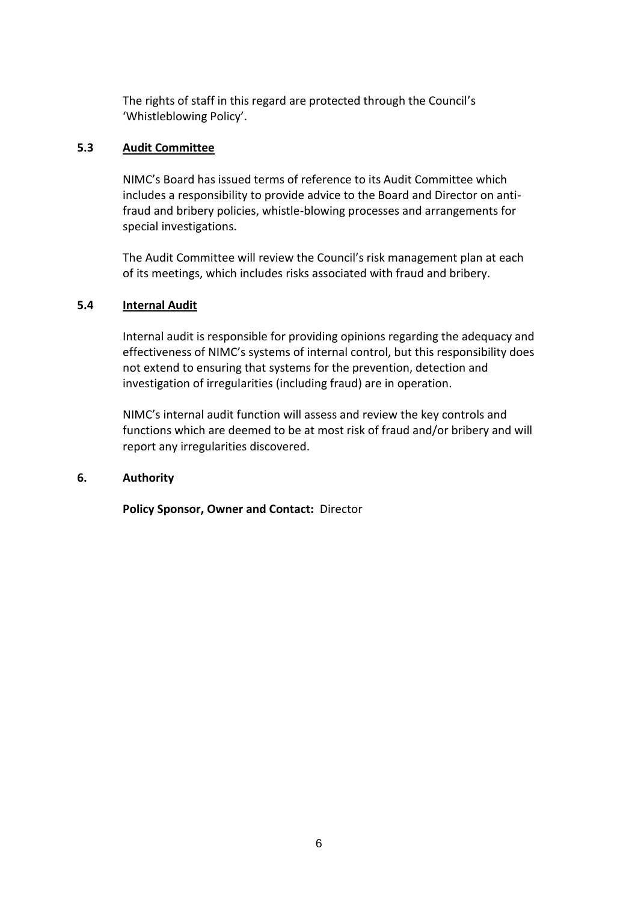The rights of staff in this regard are protected through the Council's 'Whistleblowing Policy'.

### 5.3 Audit Committee

NIMC's Board has issued terms of reference to its Audit Committee which includes a responsibility to provide advice to the Board and Director on anti-fraud and bribery policies, whistle-blowing processes and arrangements for special investigations.

The Audit Committee will review the Council's risk management plan at each of its meetings, which includes risks associated with fraud and bribery.

### 5.4 Internal Audit

Internal audit is responsible for providing opinions regarding the adequacy and effectiveness of NIMC's systems of internal control, but this responsibility does not extend to ensuring that systems for the prevention, detection and investigation of irregularities (including fraud) are in operation.

NIMC's internal audit function will assess and review the key controls and functions which are deemed to be at most risk of fraud and/or bribery and will report any irregularities discovered.

## 6. Authority

**Policy Sponsor, Owner and Contact:** Director